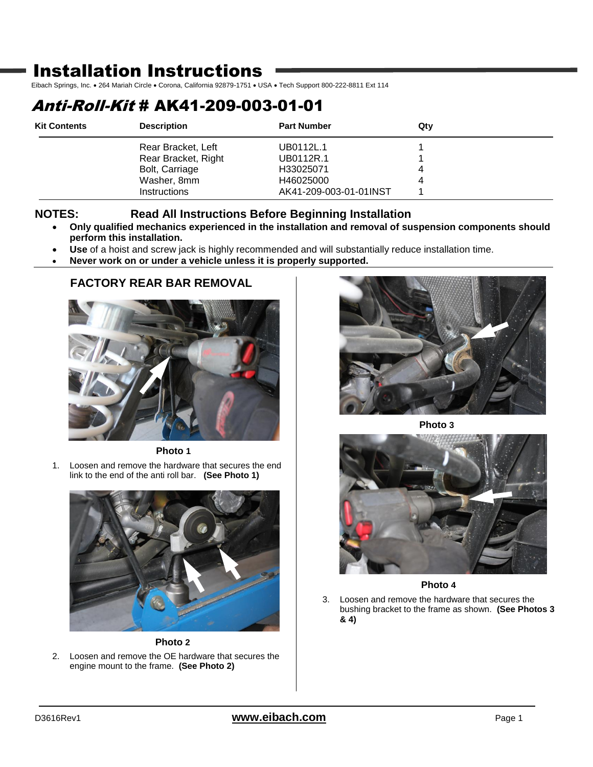# Installation Instructions

Eibach Springs, Inc. • 264 Mariah Circle • Corona, California 92879-1751 • USA • Tech Support 800-222-8811 Ext 114

## *Anti-Roll-Kit* # AK41-209-003-01-01

| Kit Contents | Description | Part Number | Qty |
|---|---|---|---|
| | Rear Bracket, Left | UB0112L.1 | 1 |
| | Rear Bracket, Right | UB0112R.1 | 1 |
| | Bolt, Carriage | H33025071 | 4 |
| | Washer, 8mm | H46025000 | 4 |
| | Instructions | AK41-209-003-01-01INST | 1 |

**NOTES: Read All Instructions Before Beginning Installation**

- **Only qualified mechanics experienced in the installation and removal of suspension components should perform this installation.**
- **Use** of a hoist and screw jack is highly recommended and will substantially reduce installation time.
- **Never work on or under a vehicle unless it is properly supported.**

### FACTORY REAR BAR REMOVAL

**Photo 1**

1. Loosen and remove the hardware that secures the end link to the end of the anti roll bar. **(See Photo 1)**

**Photo 2**

2. Loosen and remove the OE hardware that secures the engine mount to the frame. **(See Photo 2)**

**Photo 3**

**Photo 4**

3. Loosen and remove the hardware that secures the bushing bracket to the frame as shown. **(See Photos 3 & 4)**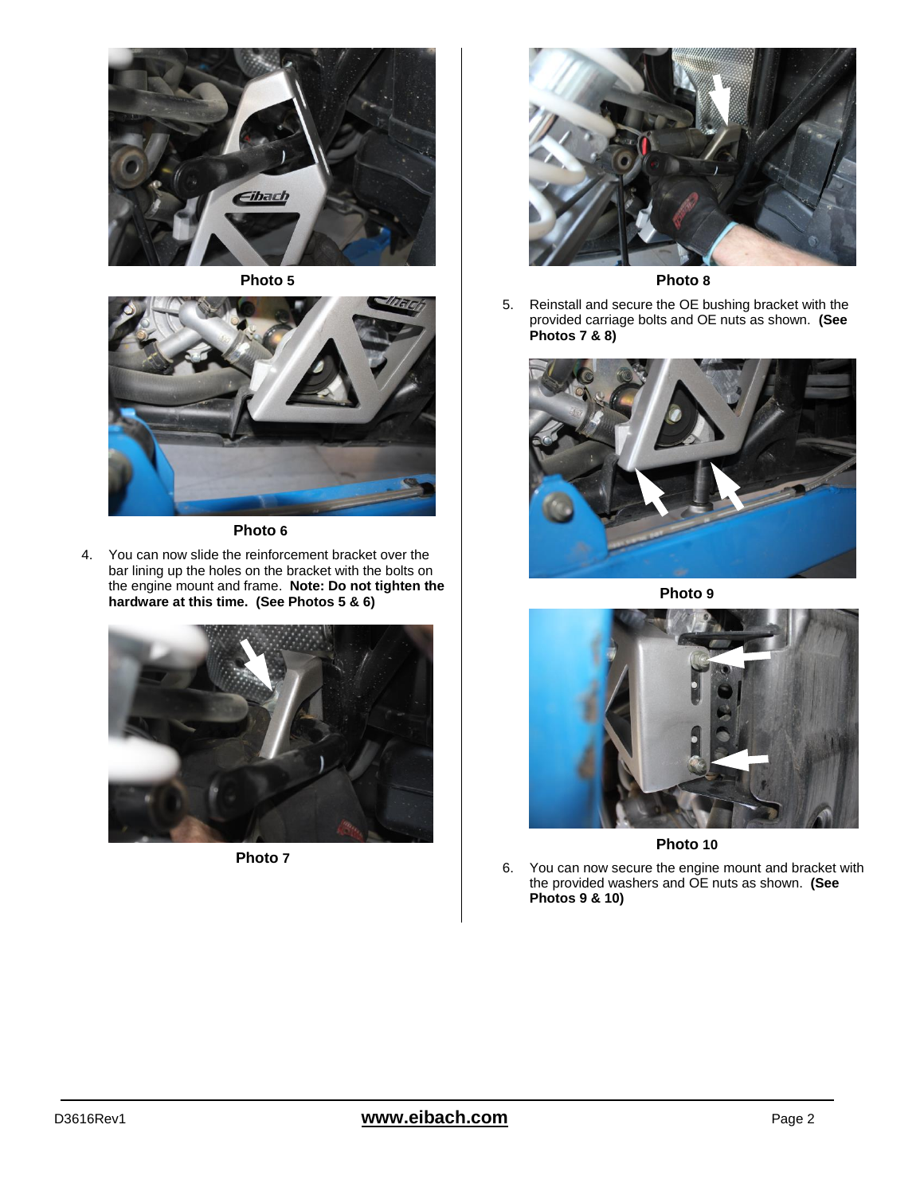**Photo 5**

**Photo 6**

4. You can now slide the reinforcement bracket over the bar lining up the holes on the bracket with the bolts on the engine mount and frame. **Note: Do not tighten the hardware at this time. (See Photos 5 & 6)**

**Photo 7**

**Photo 8**

5. Reinstall and secure the OE bushing bracket with the provided carriage bolts and OE nuts as shown. **(See Photos 7 & 8)**

**Photo 9**

**Photo 10**

6. You can now secure the engine mount and bracket with the provided washers and OE nuts as shown. **(See Photos 9 & 10)**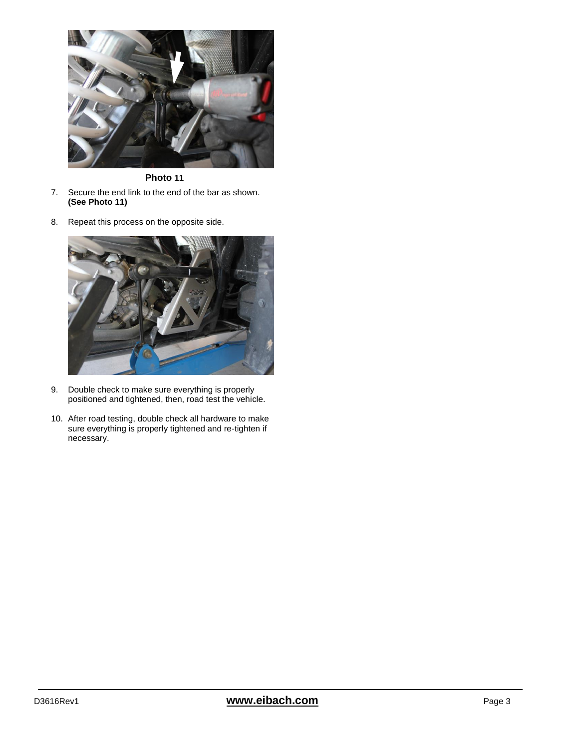Photo 11

7. Secure the end link to the end of the bar as shown. **(See Photo 11)**

8. Repeat this process on the opposite side.

9. Double check to make sure everything is properly positioned and tightened, then, road test the vehicle.

10. After road testing, double check all hardware to make sure everything is properly tightened and re-tighten if necessary.